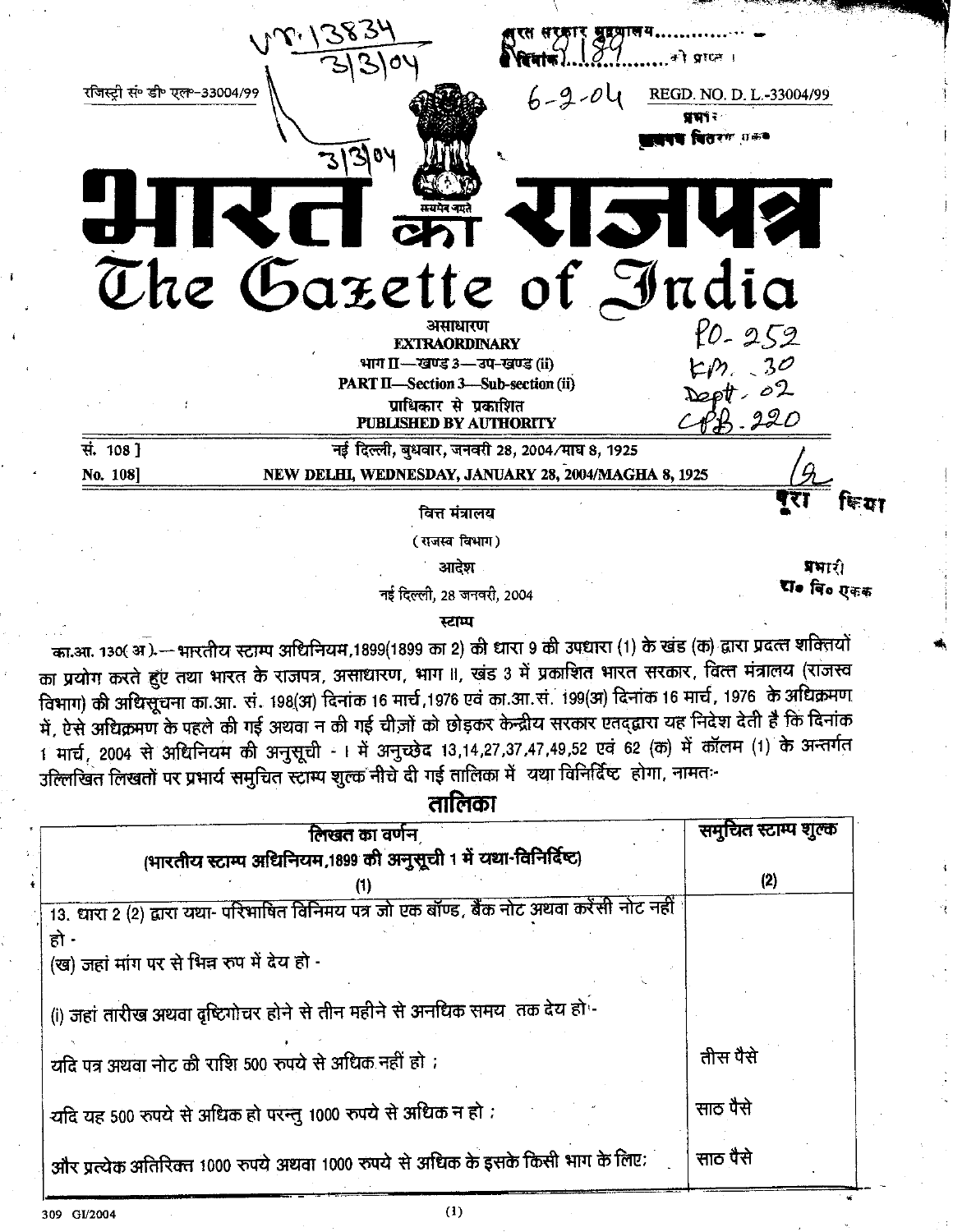रजिस्ट्री सं॰ डी॰ एल॰-33004/99 REGD. NO. D. L.-33004/99

# भारत का राजपत्र
# The Gazette of India

असाधारण
**EXTRAORDINARY**
भाग II—खण्ड 3—उप-खण्ड (ii)
**PART II—Section 3—Sub-section (ii)**
प्राधिकार से प्रकाशित
**PUBLISHED BY AUTHORITY**

सं. 108] नई दिल्ली, बुधवार, जनवरी 28, 2004/माघ 8, 1925
No. 108] NEW DELHI, WEDNESDAY, JANUARY 28, 2004/MAGHA 8, 1925

वित्त मंत्रालय
(राजस्व विभाग)
आदेश
नई दिल्ली, 28 जनवरी, 2004
स्टाम्प

का.आ. 130(अ).— भारतीय स्टाम्प अधिनियम,1899(1899 का 2) की धारा 9 की उपधारा (1) के खंड (क) द्वारा प्रदत्त शक्तियों का प्रयोग करते हुए तथा भारत के राजपत्र, असाधारण, भाग II, खंड 3 में प्रकाशित भारत सरकार, वित्त मंत्रालय (राजस्व विभाग) की अधिसूचना का.आ. सं. 198(अ) दिनांक 16 मार्च,1976 एवं का.आ.सं. 199(अ) दिनांक 16 मार्च, 1976 के अधिक्रमण में, ऐसे अधिक्रमण के पहले की गई अथवा न की गई चीज़ों को छोड़कर केन्द्रीय सरकार एतद्द्वारा यह निदेश देती है कि दिनांक 1 मार्च, 2004 से अधिनियम की अनुसूची - I में अनुच्छेद 13,14,27,37,47,49,52 एवं 62 (क) में कॉलम (1) के अन्तर्गत उल्लिखित लिखतों पर प्रभार्य समुचित स्टाम्प शुल्क नीचे दी गई तालिका में यथा विनिर्दिष्ट होगा, नामतः-

## तालिका

| लिखत का वर्णन (भारतीय स्टाम्प अधिनियम,1899 की अनुसूची 1 में यथा-विनिर्दिष्ट) (1) | समुचित स्टाम्प शुल्क (2) |
|---|---|
| 13. धारा 2 (2) द्वारा यथा- परिभाषित विनिमय पत्र जो एक बॉण्ड, बैंक नोट अथवा करेंसी नोट नहीं हो - | |
| (ख) जहां मांग पर से भिन्न रूप में देय हो - | |
| (i) जहां तारीख अथवा दृष्टिगोचर होने से तीन महीने से अनधिक समय तक देय हो - | |
| यदि पत्र अथवा नोट की राशि 500 रुपये से अधिक नहीं हो ; | तीस पैसे |
| यदि यह 500 रुपये से अधिक हो परन्तु 1000 रुपये से अधिक न हो ; | साठ पैसे |
| और प्रत्येक अतिरिक्त 1000 रुपये अथवा 1000 रुपये से अधिक के इसके किसी भाग के लिए; | साठ पैसे |

309 GI/2004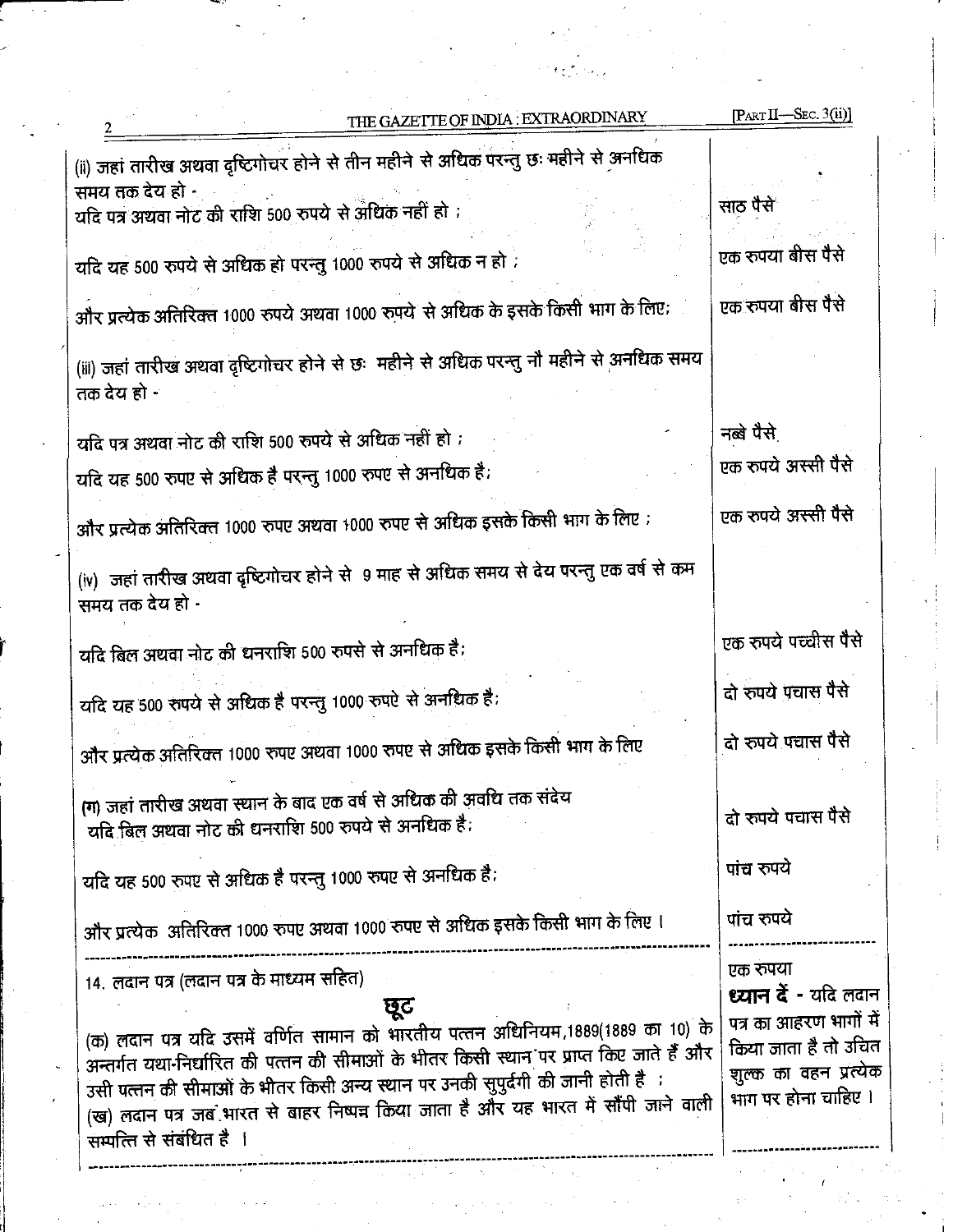| | |
|---|---|
| (ii) जहां तारीख अथवा दृष्टिगोचर होने से तीन महीने से अधिक परन्तु छः महीने से अनधिक समय तक देय हो - | |
| यदि पत्र अथवा नोट की राशि 500 रुपये से अधिक नहीं हो ; | साठ पैसे |
| यदि यह 500 रुपये से अधिक हो परन्तु 1000 रुपये से अधिक न हो ; | एक रुपया बीस पैसे |
| और प्रत्येक अतिरिक्त 1000 रुपये अथवा 1000 रुपये से अधिक के इसके किसी भाग के लिए; | एक रुपया बीस पैसे |
| (iii) जहां तारीख अथवा दृष्टिगोचर होने से छः महीने से अधिक परन्तु नौ महीने से अनधिक समय तक देय हो - | |
| यदि पत्र अथवा नोट की राशि 500 रुपये से अधिक नहीं हो ; | नब्बे पैसे |
| यदि यह 500 रुपए से अधिक है परन्तु 1000 रुपए से अनधिक है; | एक रुपये अस्सी पैसे |
| और प्रत्येक अतिरिक्त 1000 रुपए अथवा 1000 रुपए से अधिक इसके किसी भाग के लिए ; | एक रुपये अस्सी पैसे |
| (iv) जहां तारीख अथवा दृष्टिगोचर होने से 9 माह से अधिक समय से देय परन्तु एक वर्ष से कम समय तक देय हो - | |
| यदि बिल अथवा नोट की धनराशि 500 रुपसे से अनधिक है; | एक रुपये पच्चीस पैसे |
| यदि यह 500 रुपये से अधिक है परन्तु 1000 रुपऐ से अनधिक है; | दो रुपये पचास पैसे |
| और प्रत्येक अतिरिक्त 1000 रुपए अथवा 1000 रुपए से अधिक इसके किसी भाग के लिए | दो रुपये पचास पैसे |
| (ग) जहां तारीख अथवा स्थान के बाद एक वर्ष से अधिक की अवधि तक संदेय यदि बिल अथवा नोट की धनराशि 500 रुपये से अनधिक है; | दो रुपये पचास पैसे |
| यदि यह 500 रुपए से अधिक है परन्तु 1000 रुपए से अनधिक है; | पांच रुपये |
| और प्रत्येक अतिरिक्त 1000 रुपए अथवा 1000 रुपए से अधिक इसके किसी भाग के लिए । | पांच रुपये |
| 14. लदान पत्र (लदान पत्र के माध्यम सहित) | एक रुपया<br>**ध्यान दें** - यदि लदान पत्र का आहरण भागों में किया जाता है तो उचित शुल्क का वहन प्रत्येक भाग पर होना चाहिए । |
| **छूट**<br>(क) लदान पत्र यदि उसमें वर्णित सामान को भारतीय पत्तन अधिनियम,1889(1889 का 10) के अन्तर्गत यथा-निर्धारित की पत्तन की सीमाओं के भीतर किसी स्थान पर प्राप्त किए जाते हैं और उसी पत्तन की सीमाओं के भीतर किसी अन्य स्थान पर उनकी सुपुर्दगी की जानी होती है ;<br>(ख) लदान पत्र जब भारत से बाहर निष्पन्न किया जाता है और यह भारत में सौंपी जाने वाली सम्पत्ति से संबंधित है । | |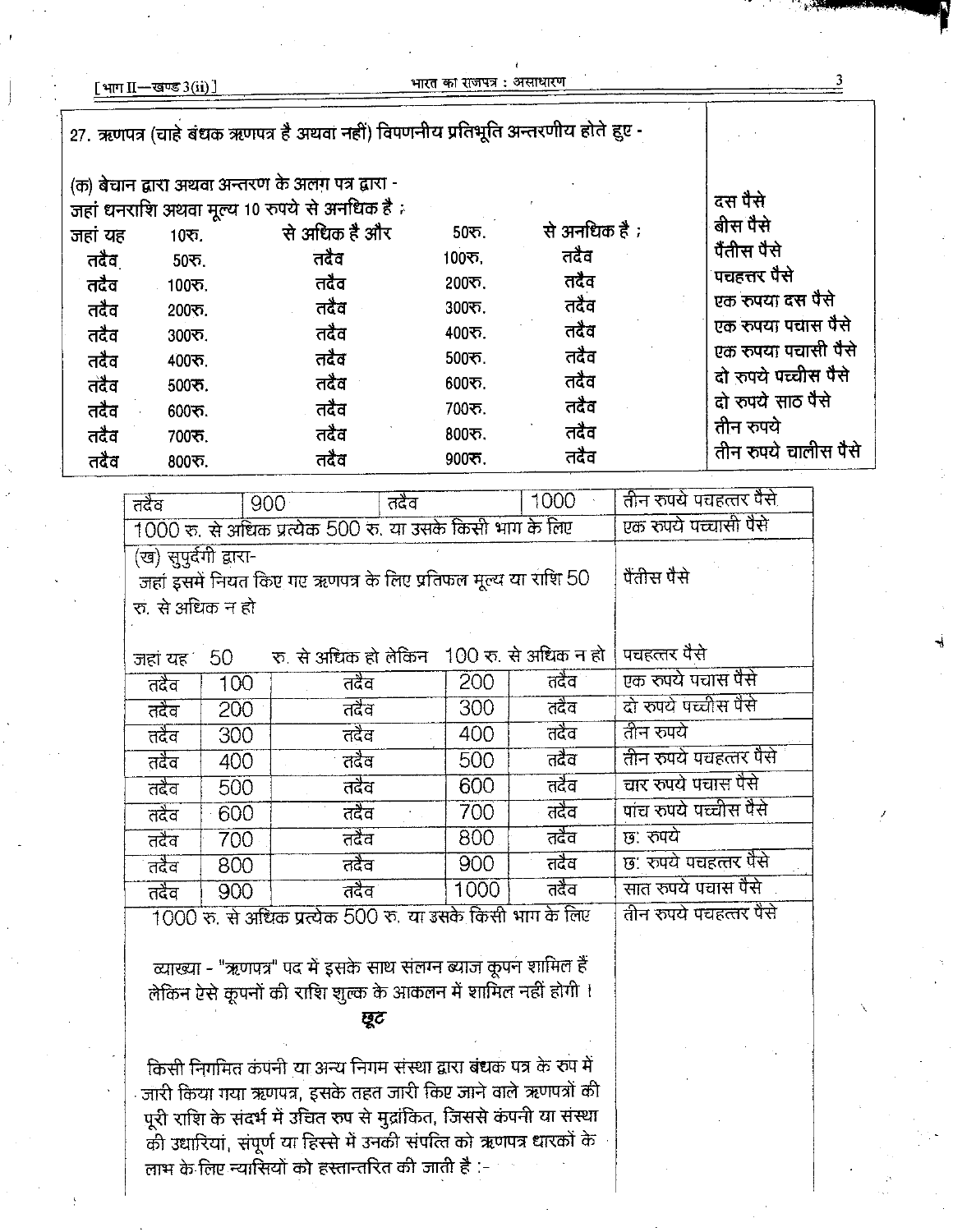27. ऋणपत्र (चाहे बंधक ऋणपत्र है अथवा नहीं) विपणनीय प्रतिभूति अन्तरणीय होते हुए -

(क) बेचान द्वारा अथवा अन्तरण के अलग पत्र द्वारा -

| | | | | | |
|---|---|---|---|---|---|
| जहां धनराशि अथवा मूल्य 10 रुपये से अनधिक है ; | | | | | दस पैसे |
| जहां यह | 10रु. | से अधिक है और | 50रु. | से अनधिक है ; | बीस पैसे |
| तदैव | 50रु. | तदैव | 100रु. | तदैव | पैंतीस पैसे |
| तदैव | 100रु. | तदैव | 200रु. | तदैव | पचहत्तर पैसे |
| तदैव | 200रु. | तदैव | 300रु. | तदैव | एक रुपया दस पैसे |
| तदैव | 300रु. | तदैव | 400रु. | तदैव | एक रुपया पचास पैसे |
| तदैव | 400रु. | तदैव | 500रु. | तदैव | एक रुपया पचासी पैसे |
| तदैव | 500रु. | तदैव | 600रु. | तदैव | दो रुपये पच्चीस पैसे |
| तदैव | 600रु. | तदैव | 700रु. | तदैव | दो रुपये साठ पैसे |
| तदैव | 700रु. | तदैव | 800रु. | तदैव | तीन रुपये |
| तदैव | 800रु. | तदैव | 900रु. | तदैव | तीन रुपये चालीस पैसे |
| तदैव | 900 | तदैव | 1000 | | तीन रुपये पचहत्तर पैसे |
| 1000 रु. से अधिक प्रत्येक 500 रु. या उसके किसी भाग के लिए | | | | | एक रुपये पच्चासी पैसे |

(ख) सुपुर्दगी द्वारा-

| | | | | | |
|---|---|---|---|---|---|
| जहां इसमें नियत किए गए ऋणपत्र के लिए प्रतिफल मूल्य या राशि 50 रु. से अधिक न हो | | | | | पैंतीस पैसे |
| जहां यह | 50 | रु. से अधिक हो लेकिन | 100 रु. से अधिक न हो | | पचहत्तर पैसे |
| तदैव | 100 | तदैव | 200 | तदैव | एक रुपये पचास पैसे |
| तदैव | 200 | तदैव | 300 | तदैव | दो रुपये पच्चीस पैसे |
| तदैव | 300 | तदैव | 400 | तदैव | तीन रुपये |
| तदैव | 400 | तदैव | 500 | तदैव | तीन रुपये पचहत्तर पैसे |
| तदैव | 500 | तदैव | 600 | तदैव | चार रुपये पचास पैसे |
| तदैव | 600 | तदैव | 700 | तदैव | पांच रुपये पच्चीस पैसे |
| तदैव | 700 | तदैव | 800 | तदैव | छः रुपये |
| तदैव | 800 | तदैव | 900 | तदैव | छः रुपये पचहत्तर पैसे |
| तदैव | 900 | तदैव | 1000 | तदैव | सात रुपये पचास पैसे |
| 1000 रु. से अधिक प्रत्येक 500 रु. या उसके किसी भाग के लिए | | | | | तीन रुपये पचहत्तर पैसे |

व्याख्या - "ऋणपत्र" पद में इसके साथ संलग्न ब्याज कूपन शामिल हैं लेकिन ऐसे कूपनों की राशि शुल्क के आकलन में शामिल नहीं होगी ।

**छूट**

किसी निगमित कंपनी या अन्य निगम संस्था द्वारा बंधक पत्र के रुप में जारी किया गया ऋणपत्र, इसके तहत जारी किए जाने वाले ऋणपत्रों की पूरी राशि के संदर्भ में उचित रुप से मुद्रांकित, जिससे कंपनी या संस्था की उधारियां, संपूर्ण या हिस्से में उनकी संपत्ति को ऋणपत्र धारकों के लाभ के लिए न्यासियों को हस्तान्तरित की जाती है :-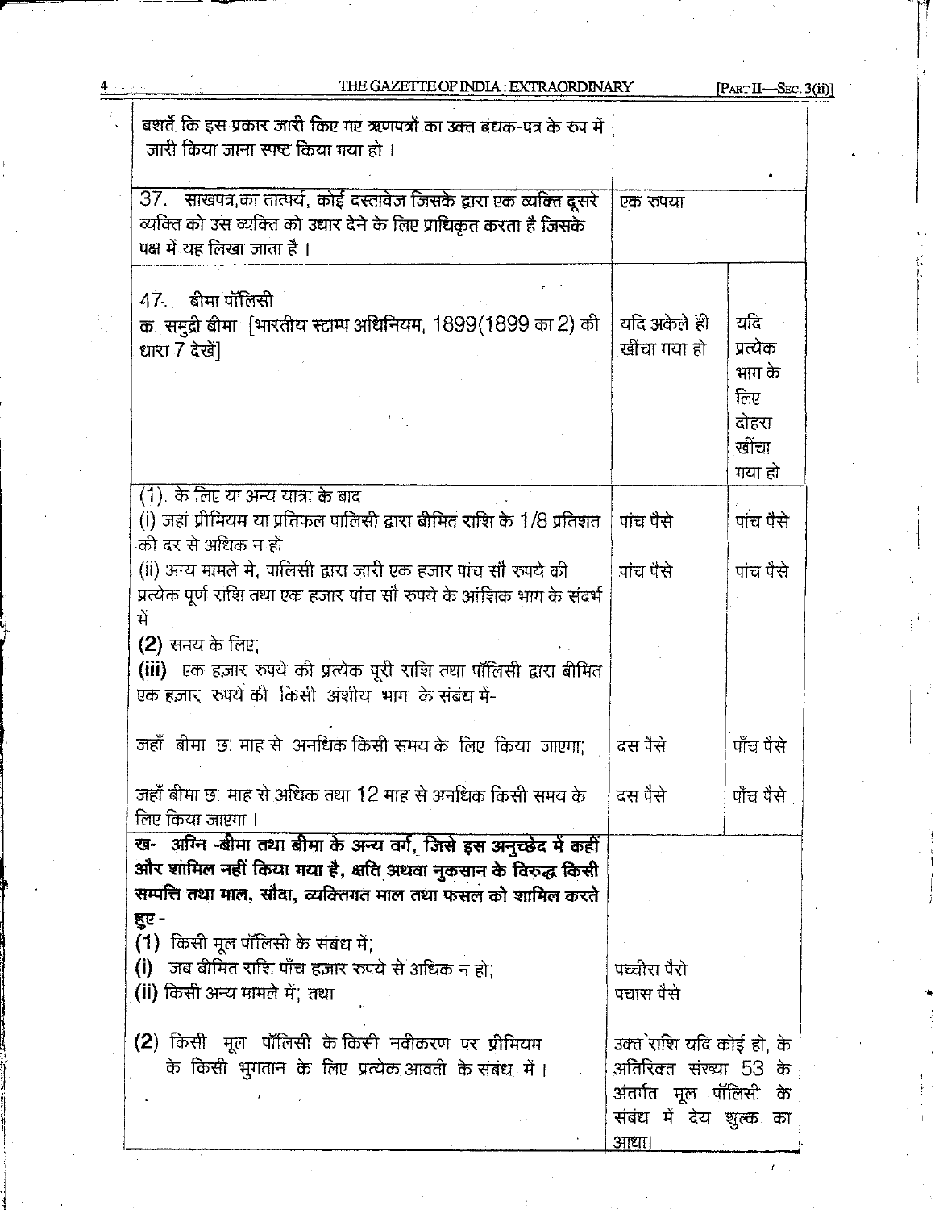| | | |
|---|---|---|
| बशर्ते कि इस प्रकार जारी किए गए ऋणपत्रों का उक्त बंधक-पत्र के रुप में जारी किया जाना स्पष्ट किया गया हो । | | |
| 37. साखपत्र,का तात्पर्य, कोई दस्तावेज जिसके द्वारा एक व्यक्ति दूसरे व्यक्ति को उस व्यक्ति को उधार देने के लिए प्राधिकृत करता है जिसके पक्ष में यह लिखा जाता है । | एक रुपया | |
| 47. बीमा पॉलिसी<br>क. समुद्री बीमा [भारतीय स्टाम्प अधिनियम, 1899(1899 का 2) की धारा 7 देखें] | यदि अकेले ही खींचा गया हो | यदि प्रत्येक भाग के लिए दोहरा खींचा गया हो |
| (1). के लिए या अन्य यात्रा के बाद<br>(i) जहां प्रीमियम या प्रतिफल पालिसी द्वारा बीमित राशि के 1/8 प्रतिशत की दर से अधिक न हो | पांच पैसे | पांच पैसे |
| (ii) अन्य मामले में, पालिसी द्वारा जारी एक हजार पांच सौ रुपये की प्रत्येक पूर्ण राशि तथा एक हजार पांच सौ रुपये के आंशिक भाग के संदर्भ में | पांच पैसे | पांच पैसे |
| (2) समय के लिए;<br>(iii) एक हज़ार रुपये की प्रत्येक पूरी राशि तथा पॉलिसी द्वारा बीमित एक हज़ार रुपये की किसी अंशीय भाग के संबंध में- | | |
| जहाँ बीमा छः माह से अनधिक किसी समय के लिए किया जाएगा; | दस पैसे | पाँच पैसे |
| जहाँ बीमा छः माह से अधिक तथा 12 माह से अनधिक किसी समय के लिए किया जाएगा । | दस पैसे | पाँच पैसे |
| **ख- अग्नि -बीमा तथा बीमा के अन्य वर्ग, जिसे इस अनुच्छेद में कहीं और शामिल नहीं किया गया है, क्षति अथवा नुकसान के विरुद्ध किसी सम्पत्ति तथा माल, सौदा, व्यक्तिगत माल तथा फसल को शामिल करते हुए -**<br>(1) किसी मूल पॉलिसी के संबंध में;<br>(i) जब बीमित राशि पाँच हज़ार रुपये से अधिक न हो;<br>(ii) किसी अन्य मामले में; तथा | <br><br><br><br>पच्चीस पैसे<br>पचास पैसे | |
| (2) किसी मूल पॉलिसी के किसी नवीकरण पर प्रीमियम के किसी भुगतान के लिए प्रत्येक आवती के संबंध में । | उक्त राशि यदि कोई हो, के अतिरिक्त संख्या 53 के अंतर्गत मूल पॉलिसी के संबंध में देय शुल्क का आधा। | |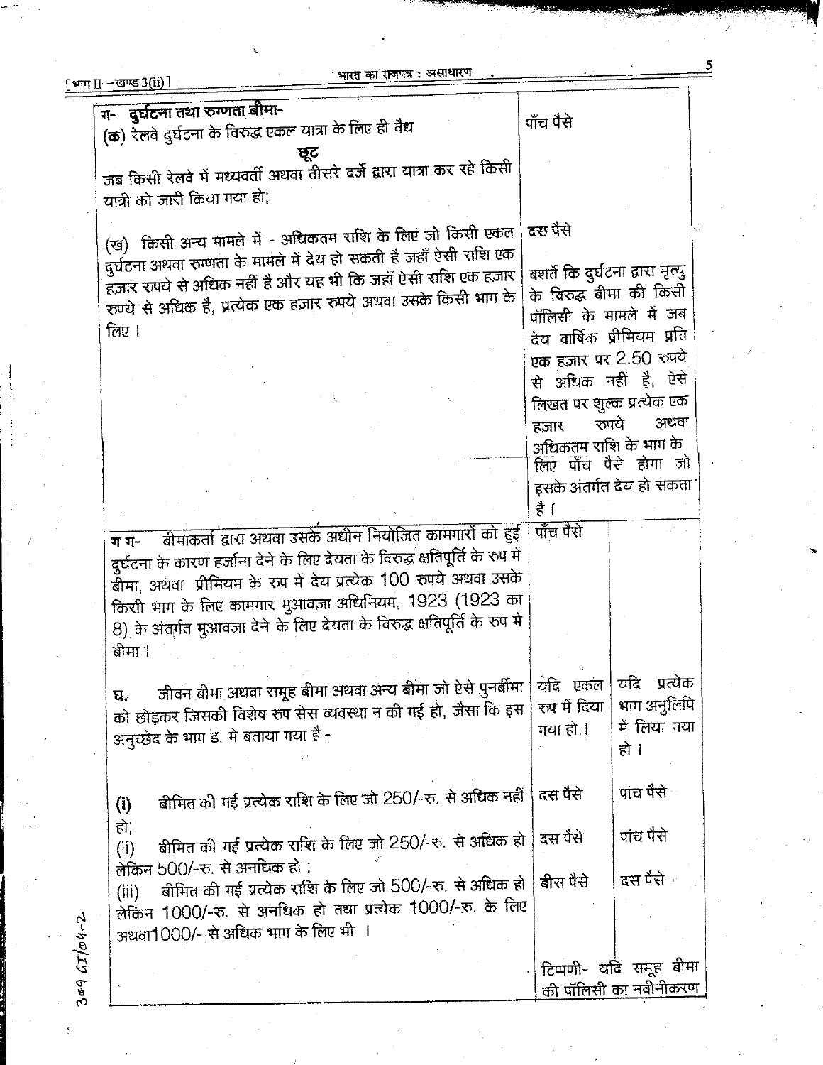| | | |
|---|---|---|
| **ग- दुर्घटना तथा रुग्णता बीमा-**<br>**(क)** रेलवे दुर्घटना के विरुद्ध एकल यात्रा के लिए ही वैध<br>**छूट**<br>जब किसी रेलवे में मध्यवर्ती अथवा तीसरे दर्जे द्वारा यात्रा कर रहे किसी यात्री को जारी किया गया हो;<br><br>(ख) किसी अन्य मामले में - अधिकतम राशि के लिए जो किसी एकल दुर्घटना अथवा रुग्णता के मामले में देय हो सकती है जहाँ ऐसी राशि एक हज़ार रुपये से अधिक नहीं है और यह भी कि जहाँ ऐसी राशि एक हज़ार रुपये से अधिक है, प्रत्येक एक हज़ार रुपये अथवा उसके किसी भाग के लिए। | पाँच पैसे<br><br><br><br><br>दस पैसे<br><br>बशर्ते कि दुर्घटना द्वारा मृत्यु के विरुद्ध बीमा की किसी पॉलिसी के मामले में जब देय वार्षिक प्रीमियम प्रति एक हज़ार पर 2.50 रुपये से अधिक नहीं है, ऐसे लिखत पर शुल्क प्रत्येक एक हज़ार रुपये अथवा अधिकतम राशि के भाग के लिए पाँच पैसे होगा जो इसके अंतर्गत देय हो सकता है। | |
| **ग ग-** बीमाकर्ता द्वारा अथवा उसके अधीन नियोजित कामगारों को हुई दुर्घटना के कारण हर्जाना देने के लिए देयता के विरुद्ध क्षतिपूर्ति के रूप में बीमा, अथवा प्रीमियम के रूप में देय प्रत्येक 100 रुपये अथवा उसके किसी भाग के लिए कामगार मुआवज़ा अधिनियम, 1923 (1923 का 8) के अंतर्गत मुआवजा देने के लिए देयता के विरुद्ध क्षतिपूर्ति के रूप में बीमा। | पाँच पैसे | |
| **घ.** जीवन बीमा अथवा समूह बीमा अथवा अन्य बीमा जो ऐसे पुनर्बीमा को छोड़कर जिसकी विशेष रुप सेस व्यवस्था न की गई हो, जैसा कि इस अनुच्छेद के भाग ड. में बताया गया है - | यदि एकल रुप में दिया गया हो। | यदि प्रत्येक भाग अनुलिपि में लिया गया हो। |
| (i) बीमित की गई प्रत्येक राशि के लिए जो 250/-रु. से अधिक नहीं हो; | दस पैसे | पांच पैसे |
| (ii) बीमित की गई प्रत्येक राशि के लिए जो 250/-रु. से अधिक हो लेकिन 500/-रु. से अनधिक हो ; | दस पैसे | पांच पैसे |
| (iii) बीमित की गई प्रत्येक राशि के लिए जो 500/-रु. से अधिक हो लेकिन 1000/-रु. से अनधिक हो तथा प्रत्येक 1000/-रु. के लिए अथवा1000/- से अधिक भाग के लिए भी । | बीस पैसे | दस पैसे |
| | टिप्पणी- यदि समूह बीमा की पॉलिसी का नवीनीकरण | |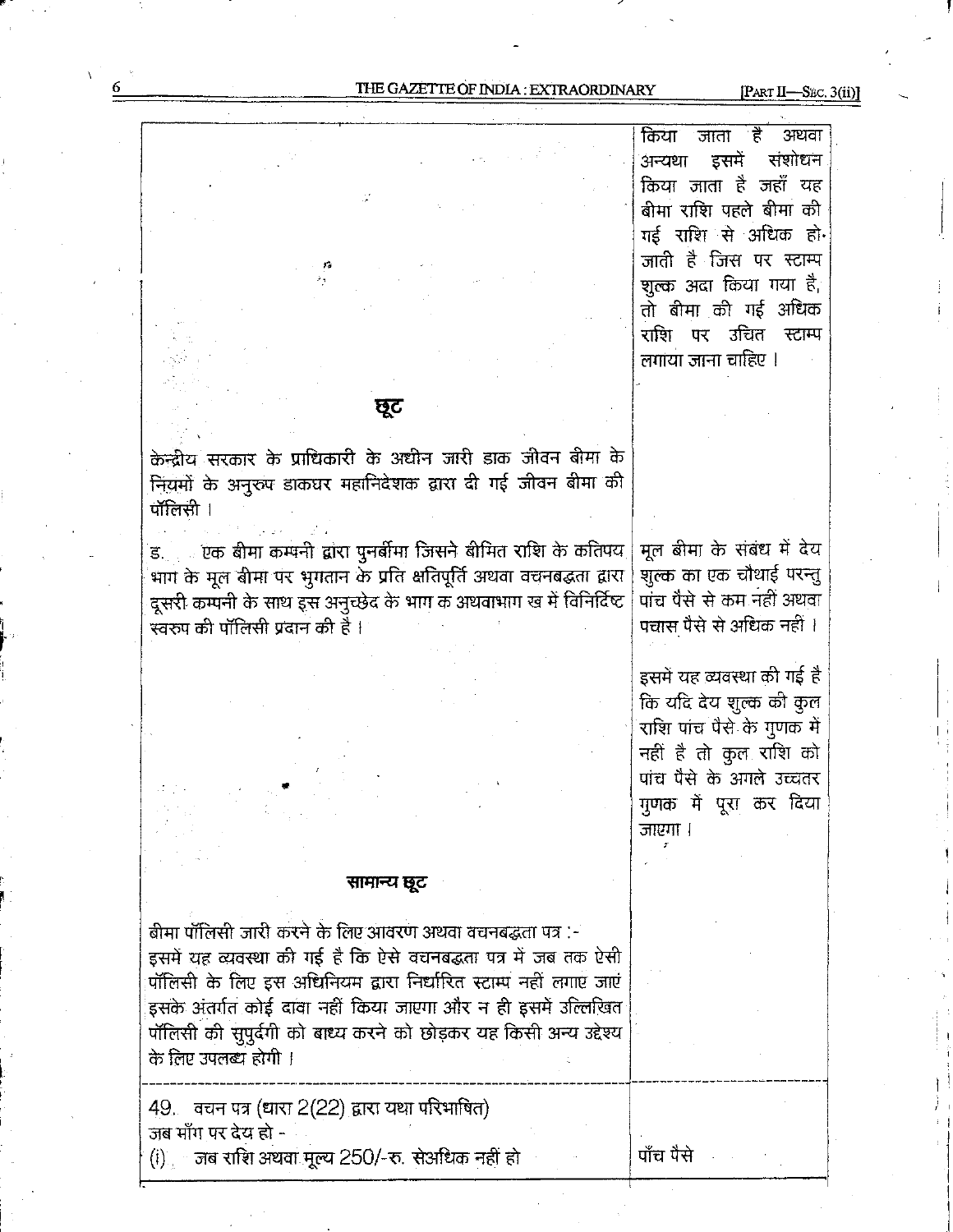| | |
|---|---|
| | किया जाता है अथवा अन्यथा इसमें संशोधन किया जाता है जहाँ यह बीमा राशि पहले बीमा की गई राशि से अधिक हो जाती है जिस पर स्टाम्प शुल्क अदा किया गया है, तो बीमा की गई अधिक राशि पर उचित स्टाम्प लगाया जाना चाहिए । |
| **छूट** | |
| केन्द्रीय सरकार के प्राधिकारी के अधीन जारी डाक जीवन बीमा के नियमों के अनुरुप डाकघर महानिदेशक द्वारा दी गई जीवन बीमा की पॉलिसी । | |
| ड. एक बीमा कम्पनी द्वारा पुनर्बीमा जिसने बीमित राशि के कतिपय भाग के मूल बीमा पर भुगतान के प्रति क्षतिपूर्ति अथवा वचनबद्धता द्वारा दूसरी कम्पनी के साथ इस अनुच्छेद के भाग क अथवाभाग ख में विनिर्दिष्ट स्वरुप की पॉलिसी प्रदान की है । | मूल बीमा के संबंध में देय शुल्क का एक चौथाई परन्तु पांच पैसे से कम नहीं अथवा पचास पैसे से अधिक नहीं ।<br><br>इसमें यह व्यवस्था की गई है कि यदि देय शुल्क की कुल राशि पांच पैसे के गुणक में नहीं है तो कुल राशि को पांच पैसे के अगले उच्चतर गुणक में पूरा कर दिया जाएगा । |
| **सामान्य छूट**<br><br>बीमा पॉलिसी जारी करने के लिए आवरण अथवा वचनबद्धता पत्र :-<br>इसमें यह व्यवस्था की गई है कि ऐसे वचनबद्धता पत्र में जब तक ऐसी पॉलिसी के लिए इस अधिनियम द्वारा निर्धारित स्टाम्प नहीं लगाए जाएं इसके अंतर्गत कोई दावा नहीं किया जाएगा और न ही इसमें उल्लिखित पॉलिसी की सुपुर्दगी को बाध्य करने को छोड़कर यह किसी अन्य उद्देश्य के लिए उपलब्ध होगी । | |
| 49. वचन पत्र (धारा 2(22) द्वारा यथा परिभाषित)<br>जब माँग पर देय हो -<br>(i) जब राशि अथवा मूल्य 250/-रु. सेअधिक नहीं हो | पाँच पैसे |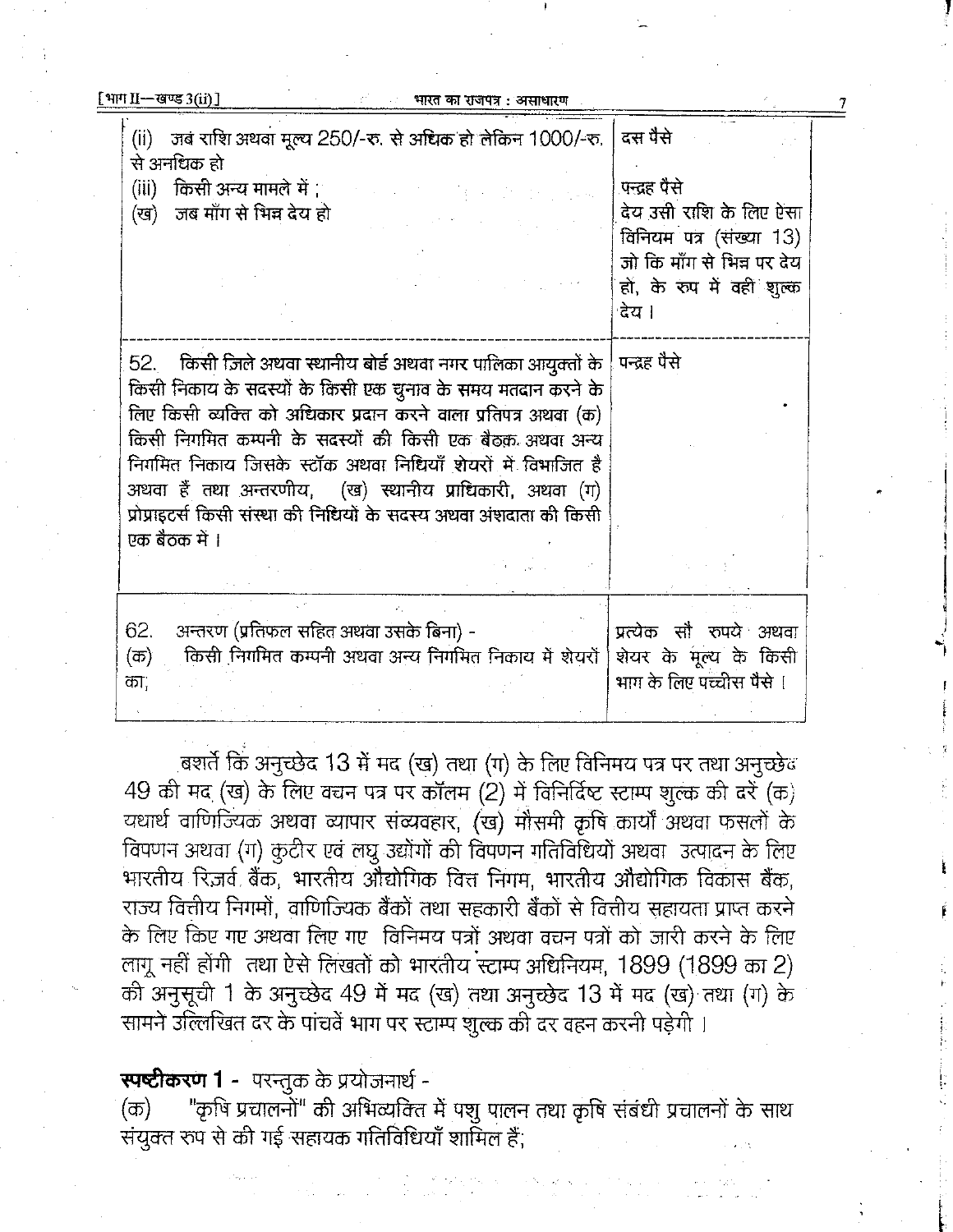| | |
|---|---|
| (ii) जब राशि अथवा मूल्य 250/-रु. से अधिक हो लेकिन 1000/-रु. से अनधिक हो<br>(iii) किसी अन्य मामले में ;<br>(ख) जब माँग से भिन्न देय हो | दस पैसे<br><br>पन्द्रह पैसे<br>देय उसी राशि के लिए ऐसा विनियम पत्र (संख्या 13) जो कि माँग से भिन्न पर देय हो, के रुप में वही शुल्क देय । |
| 52. किसी ज़िले अथवा स्थानीय बोर्ड अथवा नगर पालिका आयुक्तों के किसी निकाय के सदस्यों के किसी एक चुनाव के समय मतदान करने के लिए किसी व्यक्ति को अधिकार प्रदान करने वाला प्रतिपत्र अथवा (क) किसी निगमित कम्पनी के सदस्यों की किसी एक बैठक अथवा अन्य निगमित निकाय जिसके स्टॉक अथवा निधियाँ शेयरों में विभाजित है अथवा हैं तथा अन्तरणीय, (ख) स्थानीय प्राधिकारी, अथवा (ग) प्रोप्राइटर्स किसी संस्था की निधियों के सदस्य अथवा अंशदाता की किसी एक बैठक में । | पन्द्रह पैसे |
| 62. अन्तरण (प्रतिफल सहित अथवा उसके बिना) -<br>(क) किसी निगमित कम्पनी अथवा अन्य निगमित निकाय में शेयरों का; | प्रत्येक सौ रुपये अथवा शेयर के मूल्य के किसी भाग के लिए पच्चीस पैसे । |

बशर्ते कि अनुच्छेद 13 में मद (ख) तथा (ग) के लिए विनिमय पत्र पर तथा अनुच्छेद 49 की मद (ख) के लिए वचन पत्र पर कॉलम (2) में विनिर्दिष्ट स्टाम्प शुल्क की दरें (क) यथार्थ वाणिज्यिक अथवा व्यापार संव्यवहार, (ख) मौसमी कृषि कार्यों अथवा फसलों के विपणन अथवा (ग) कुटीर एवं लघु उद्योगों की विपणन गतिविधियों अथवा उत्पादन के लिए भारतीय रिज़र्व बैंक, भारतीय औद्योगिक वित्त निगम, भारतीय औद्योगिक विकास बैंक, राज्य वित्तीय निगमों, वाणिज्यिक बैंकों तथा सहकारी बैंकों से वित्तीय सहायता प्राप्त करने के लिए किए गए अथवा लिए गए विनिमय पत्रों अथवा वचन पत्रों को जारी करने के लिए लागू नहीं होंगी तथा ऐसे लिखतों को भारतीय स्टाम्प अधिनियम, 1899 (1899 का 2) की अनुसूची 1 के अनुच्छेद 49 में मद (ख) तथा अनुच्छेद 13 में मद (ख) तथा (ग) के सामने उल्लिखित दर के पांचवें भाग पर स्टाम्प शुल्क की दर वहन करनी पड़ेगी ।

**स्पष्टीकरण 1 -** परन्तुक के प्रयोजनार्थ -

(क) "कृषि प्रचालनों" की अभिव्यक्ति में पशु पालन तथा कृषि संबंधी प्रचालनों के साथ संयुक्त रुप से की गई सहायक गतिविधियाँ शामिल हैं;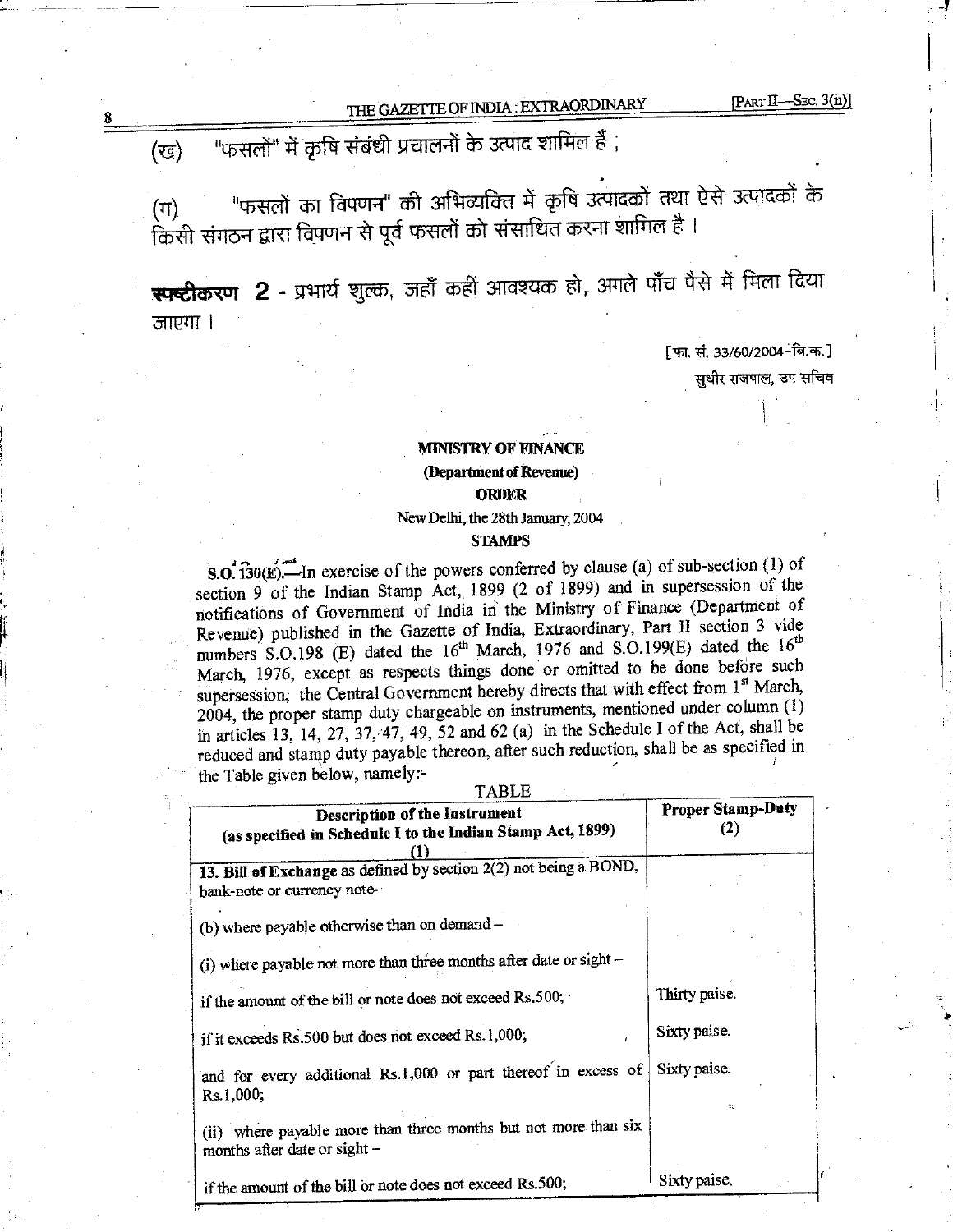(ख) "फसलों" में कृषि संबंधी प्रचालनों के उत्पाद शामिल हैं ;

(ग) "फसलों का विपणन" की अभिव्यक्ति में कृषि उत्पादकों तथा ऐसे उत्पादकों के किसी संगठन द्वारा विपणन से पूर्व फसलों को संसाधित करना शामिल है ।

**स्पष्टीकरण 2** - प्रभार्य शुल्क, जहाँ कहीं आवश्यक हो, अगले पाँच पैसे में मिला दिया जाएगा ।

[फा. सं. 33/60/2004-बि.क.]

सुधीर राजपाल, उप सचिव

**MINISTRY OF FINANCE**

**(Department of Revenue)**

**ORDER**

New Delhi, the 28th January, 2004

**STAMPS**

**S.O. 130(E).**—In exercise of the powers conferred by clause (a) of sub-section (1) of section 9 of the Indian Stamp Act, 1899 (2 of 1899) and in supersession of the notifications of Government of India in the Ministry of Finance (Department of Revenue) published in the Gazette of India, Extraordinary, Part II section 3 vide numbers S.O.198 (E) dated the 16th March, 1976 and S.O.199(E) dated the 16th March, 1976, except as respects things done or omitted to be done before such supersession, the Central Government hereby directs that with effect from 1st March, 2004, the proper stamp duty chargeable on instruments, mentioned under column (1) in articles 13, 14, 27, 37, 47, 49, 52 and 62 (a) in the Schedule I of the Act, shall be reduced and stamp duty payable thereon, after such reduction, shall be as specified in the Table given below, namely:-

TABLE

| Description of the Instrument (as specified in Schedule I to the Indian Stamp Act, 1899) (1) | Proper Stamp-Duty (2) |
|---|---|
| **13. Bill of Exchange** as defined by section 2(2) not being a BOND, bank-note or currency note- | |
| (b) where payable otherwise than on demand – | |
| (i) where payable not more than three months after date or sight – | |
| if the amount of the bill or note does not exceed Rs.500; | Thirty paise. |
| if it exceeds Rs.500 but does not exceed Rs.1,000; | Sixty paise. |
| and for every additional Rs.1,000 or part thereof in excess of Rs.1,000; | Sixty paise. |
| (ii) where payable more than three months but not more than six months after date or sight – | |
| if the amount of the bill or note does not exceed Rs.500; | Sixty paise. |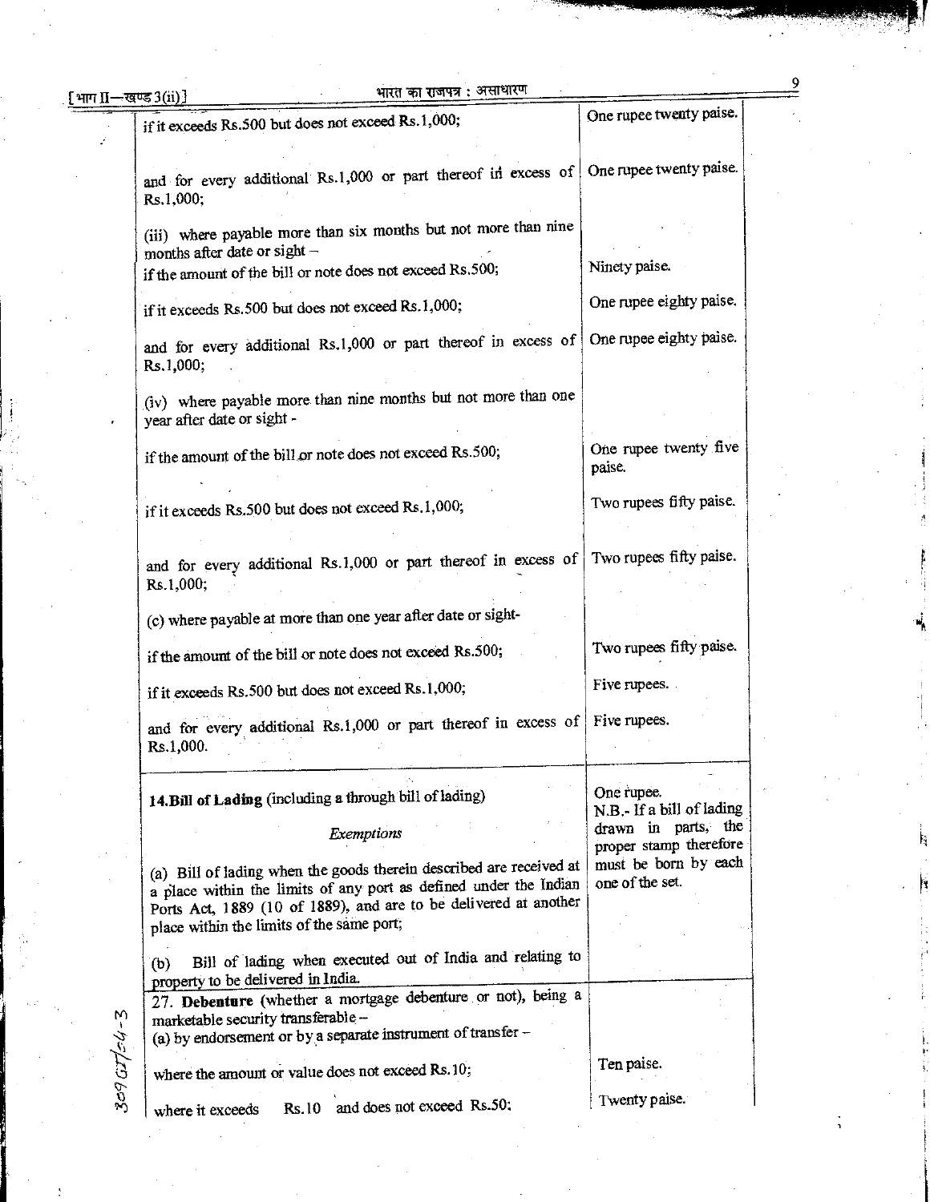| | |
|---|---|
| if it exceeds Rs.500 but does not exceed Rs.1,000; | One rupee twenty paise. |
| and for every additional Rs.1,000 or part thereof in excess of Rs.1,000; | One rupee twenty paise. |
| (iii) where payable more than six months but not more than nine months after date or sight – | |
| if the amount of the bill or note does not exceed Rs.500; | Ninety paise. |
| if it exceeds Rs.500 but does not exceed Rs.1,000; | One rupee eighty paise. |
| and for every additional Rs.1,000 or part thereof in excess of Rs.1,000; | One rupee eighty paise. |
| (iv) where payable more than nine months but not more than one year after date or sight - | |
| if the amount of the bill or note does not exceed Rs.500; | One rupee twenty five paise. |
| if it exceeds Rs.500 but does not exceed Rs.1,000; | Two rupees fifty paise. |
| and for every additional Rs.1,000 or part thereof in excess of Rs.1,000; | Two rupees fifty paise. |
| (c) where payable at more than one year after date or sight- | |
| if the amount of the bill or note does not exceed Rs.500; | Two rupees fifty paise. |
| if it exceeds Rs.500 but does not exceed Rs.1,000; | Five rupees. |
| and for every additional Rs.1,000 or part thereof in excess of Rs.1,000. | Five rupees. |
| **14. Bill of Lading** (including a through bill of lading)<br>*Exemptions*<br>(a) Bill of lading when the goods therein described are received at a place within the limits of any port as defined under the Indian Ports Act, 1889 (10 of 1889), and are to be delivered at another place within the limits of the same port;<br>(b) Bill of lading when executed out of India and relating to property to be delivered in India. | One rupee.<br>N.B.- If a bill of lading drawn in parts, the proper stamp therefore must be born by each one of the set. |
| 27. **Debenture** (whether a mortgage debenture or not), being a marketable security transferable –<br>(a) by endorsement or by a separate instrument of transfer – | |
| where the amount or value does not exceed Rs.10; | Ten paise. |
| where it exceeds Rs.10 and does not exceed Rs.50; | Twenty paise. |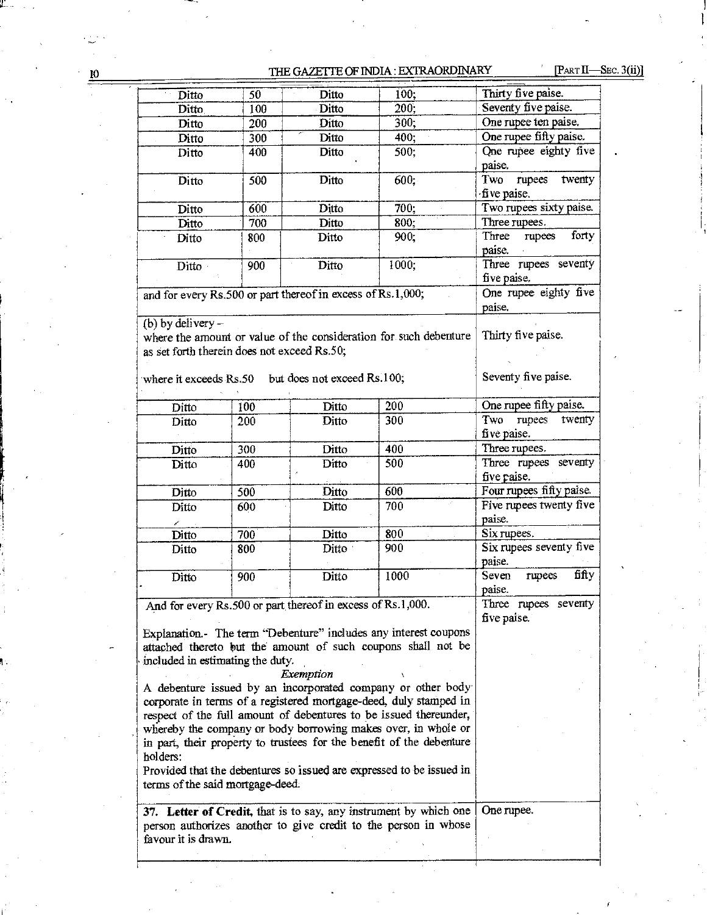| | | | | |
|---|---|---|---|---|
| Ditto | 50 | Ditto | 100; | Thirty five paise. |
| Ditto | 100 | Ditto | 200; | Seventy five paise. |
| Ditto | 200 | Ditto | 300; | One rupee ten paise. |
| Ditto | 300 | Ditto | 400; | One rupee fifty paise. |
| Ditto | 400 | Ditto | 500; | One rupee eighty five paise. |
| Ditto | 500 | Ditto | 600; | Two rupees twenty five paise. |
| Ditto | 600 | Ditto | 700; | Two rupees sixty paise. |
| Ditto | 700 | Ditto | 800; | Three rupees. |
| Ditto | 800 | Ditto | 900; | Three rupees forty paise. |
| Ditto | 900 | Ditto | 1000; | Three rupees seventy five paise. |
| and for every Rs.500 or part thereof in excess of Rs.1,000; | | | | One rupee eighty five paise. |
| (b) by delivery – where the amount or value of the consideration for such debenture as set forth therein does not exceed Rs.50; | | | | Thirty five paise. |
| where it exceeds Rs.50 but does not exceed Rs.100; | | | | Seventy five paise. |
| Ditto | 100 | Ditto | 200 | One rupee fifty paise. |
| Ditto | 200 | Ditto | 300 | Two rupees twenty five paise. |
| Ditto | 300 | Ditto | 400 | Three rupees. |
| Ditto | 400 | Ditto | 500 | Three rupees seventy five paise. |
| Ditto | 500 | Ditto | 600 | Four rupees fifty paise. |
| Ditto | 600 | Ditto | 700 | Five rupees twenty five paise. |
| Ditto | 700 | Ditto | 800 | Six rupees. |
| Ditto | 800 | Ditto | 900 | Six rupees seventy five paise. |
| Ditto | 900 | Ditto | 1000 | Seven rupees fifty paise. |
| And for every Rs.500 or part thereof in excess of Rs.1,000. | | | | Three rupees seventy five paise. |

Explanation.- The term "Debenture" includes any interest coupons attached thereto but the amount of such coupons shall not be included in estimating the duty.

*Exemption*

A debenture issued by an incorporated company or other body corporate in terms of a registered mortgage-deed, duly stamped in respect of the full amount of debentures to be issued thereunder, whereby the company or body borrowing makes over, in whole or in part, their property to trustees for the benefit of the debenture holders:

Provided that the debentures so issued are expressed to be issued in terms of the said mortgage-deed.

| | |
|---|---|
| **37. Letter of Credit**, that is to say, any instrument by which one person authorizes another to give credit to the person in whose favour it is drawn. | One rupee. |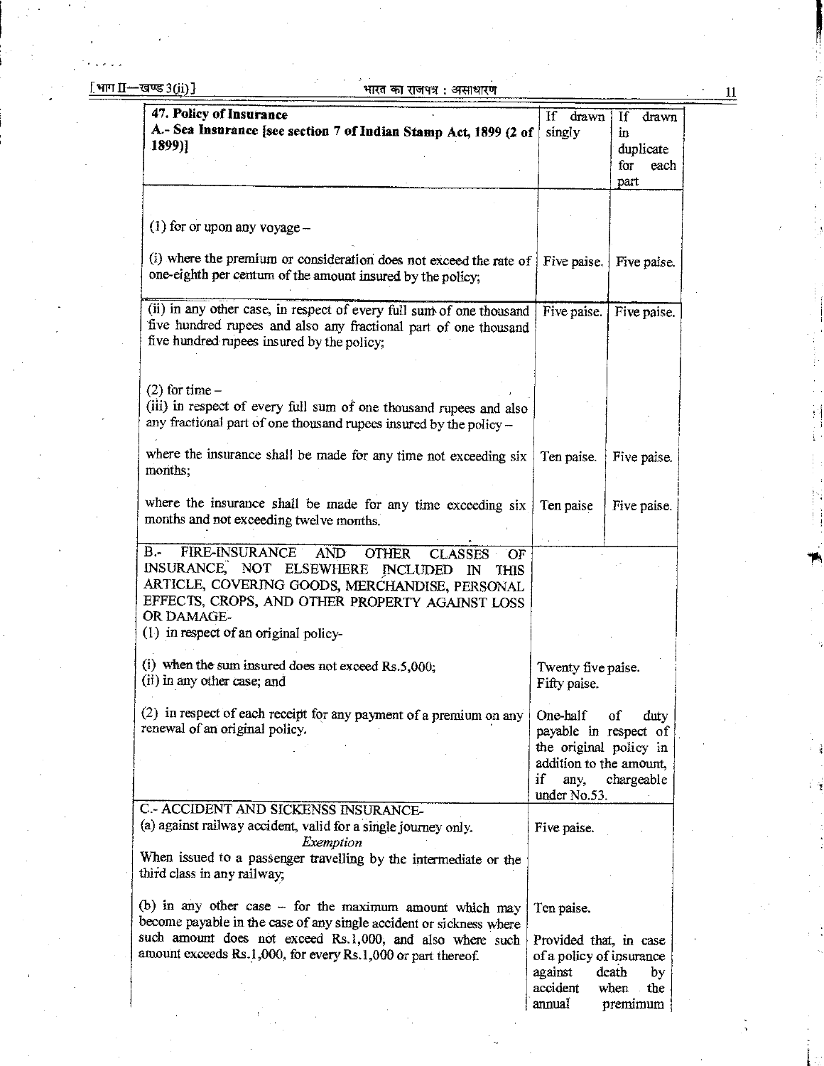| 47. Policy of Insurance<br>A.- Sea Insurance [see section 7 of Indian Stamp Act, 1899 (2 of 1899)] | If drawn singly | If drawn in duplicate for each part |
|---|---|---|
| (1) for or upon any voyage –<br><br>(i) where the premium or consideration does not exceed the rate of one-eighth per centum of the amount insured by the policy; | Five paise. | Five paise. |
| (ii) in any other case, in respect of every full sum of one thousand five hundred rupees and also any fractional part of one thousand five hundred rupees insured by the policy; | Five paise. | Five paise. |
| (2) for time –<br>(iii) in respect of every full sum of one thousand rupees and also any fractional part of one thousand rupees insured by the policy – | | |
| where the insurance shall be made for any time not exceeding six months; | Ten paise. | Five paise. |
| where the insurance shall be made for any time exceeding six months and not exceeding twelve months. | Ten paise | Five paise. |
| B.- FIRE-INSURANCE AND OTHER CLASSES OF INSURANCE, NOT ELSEWHERE INCLUDED IN THIS ARTICLE, COVERING GOODS, MERCHANDISE, PERSONAL EFFECTS, CROPS, AND OTHER PROPERTY AGAINST LOSS OR DAMAGE-<br>(1) in respect of an original policy- | | |
| (i) when the sum insured does not exceed Rs.5,000;<br>(ii) in any other case; and | Twenty five paise.<br>Fifty paise. | |
| (2) in respect of each receipt for any payment of a premium on any renewal of an original policy. | One-half of duty payable in respect of the original policy in addition to the amount, if any, chargeable under No.53. | |
| C.- ACCIDENT AND SICKENSS INSURANCE-<br>(a) against railway accident, valid for a single journey only.<br>*Exemption*<br>When issued to a passenger travelling by the intermediate or the third class in any railway; | Five paise. | |
| (b) in any other case – for the maximum amount which may become payable in the case of any single accident or sickness where such amount does not exceed Rs.1,000, and also where such amount exceeds Rs.1,000, for every Rs.1,000 or part thereof. | Ten paise.<br><br>Provided that, in case of a policy of insurance against death by accident when the annual premimum | |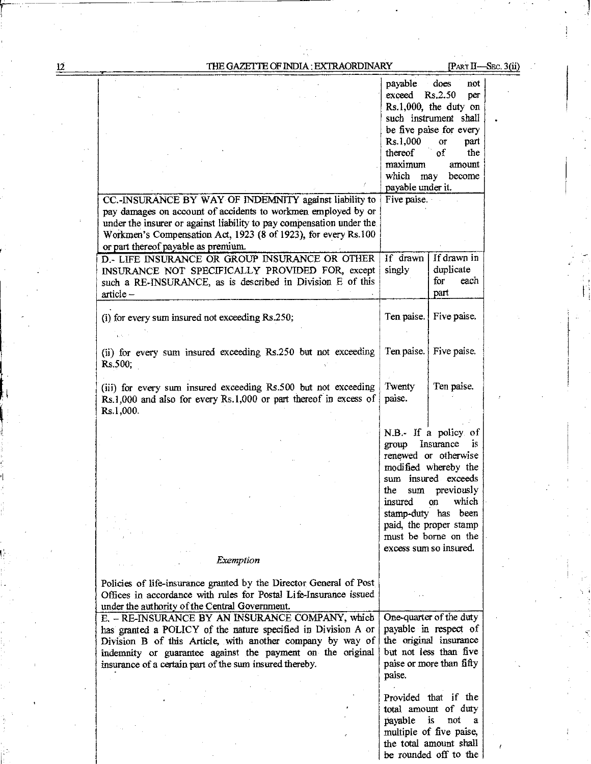| | | |
|---|---|---|
| | payable does not exceed Rs.2.50 per Rs.1,000, the duty on such instrument shall be five paise for every Rs.1,000 or part thereof of the maximum amount which may become payable under it. | |
| CC.-INSURANCE BY WAY OF INDEMNITY against liability to pay damages on account of accidents to workmen employed by or under the insurer or against liability to pay compensation under the Workmen's Compensation Act, 1923 (8 of 1923), for every Rs.100 or part thereof payable as premium. | Five paise. | |
| D.- LIFE INSURANCE OR GROUP INSURANCE OR OTHER INSURANCE NOT SPECIFICALLY PROVIDED FOR, except such a RE-INSURANCE, as is described in Division E of this article – | If drawn singly | If drawn in duplicate for each part |
| (i) for every sum insured not exceeding Rs.250; | Ten paise. | Five paise. |
| (ii) for every sum insured exceeding Rs.250 but not exceeding Rs.500; | Ten paise. | Five paise. |
| (iii) for every sum insured exceeding Rs.500 but not exceeding Rs.1,000 and also for every Rs.1,000 or part thereof in excess of Rs.1,000. | Twenty paise. | Ten paise. |
| | N.B.- If a policy of group Insurance is renewed or otherwise modified whereby the sum insured exceeds the sum previously insured on which stamp-duty has been paid, the proper stamp must be borne on the excess sum so insured. | |
| *Exemption*<br><br>Policies of life-insurance granted by the Director General of Post Offices in accordance with rules for Postal Life-Insurance issued under the authority of the Central Government. | | |
| E. – RE-INSURANCE BY AN INSURANCE COMPANY, which has granted a POLICY of the nature specified in Division A or Division B of this Article, with another company by way of indemnity or guarantee against the payment on the original insurance of a certain part of the sum insured thereby. | One-quarter of the duty payable in respect of the original insurance but not less than five paise or more than fifty paise.<br><br>Provided that if the total amount of duty payable is not a multiple of five paise, the total amount shall be rounded off to the | |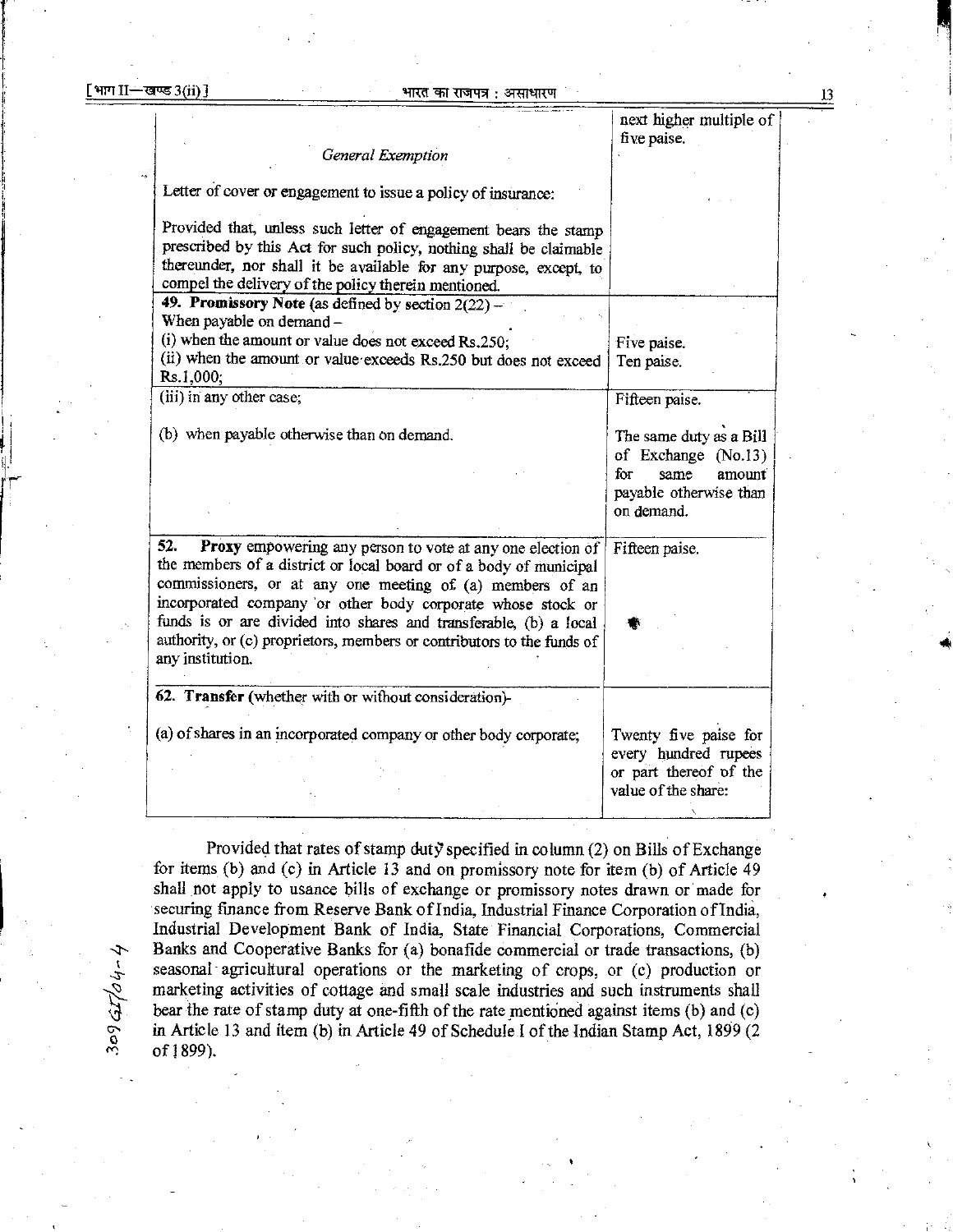| | |
|---|---|
| | next higher multiple of five paise. |
| *General Exemption*<br><br>Letter of cover or engagement to issue a policy of insurance:<br><br>Provided that, unless such letter of engagement bears the stamp prescribed by this Act for such policy, nothing shall be claimable thereunder, nor shall it be available for any purpose, except, to compel the delivery of the policy therein mentioned. | |
| **49. Promissory Note** (as defined by section 2(22) –<br>When payable on demand –<br>(i) when the amount or value does not exceed Rs.250;<br>(ii) when the amount or value exceeds Rs.250 but does not exceed Rs.1,000; | <br><br>Five paise.<br>Ten paise. |
| (iii) in any other case;<br><br>(b) when payable otherwise than on demand. | Fifteen paise.<br><br>The same duty as a Bill of Exchange (No.13) for same amount payable otherwise than on demand. |
| **52. Proxy** empowering any person to vote at any one election of the members of a district or local board or of a body of municipal commissioners, or at any one meeting of (a) members of an incorporated company or other body corporate whose stock or funds is or are divided into shares and transferable, (b) a local authority, or (c) proprietors, members or contributors to the funds of any institution. | Fifteen paise. |
| **62. Transfer** (whether with or without consideration)-<br><br>(a) of shares in an incorporated company or other body corporate; | <br><br>Twenty five paise for every hundred rupees or part thereof of the value of the share: |

Provided that rates of stamp duty specified in column (2) on Bills of Exchange for items (b) and (c) in Article 13 and on promissory note for item (b) of Article 49 shall not apply to usance bills of exchange or promissory notes drawn or made for securing finance from Reserve Bank of India, Industrial Finance Corporation of India, Industrial Development Bank of India, State Financial Corporations, Commercial Banks and Cooperative Banks for (a) bonafide commercial or trade transactions, (b) seasonal agricultural operations or the marketing of crops, or (c) production or marketing activities of cottage and small scale industries and such instruments shall bear the rate of stamp duty at one-fifth of the rate mentioned against items (b) and (c) in Article 13 and item (b) in Article 49 of Schedule I of the Indian Stamp Act, 1899 (2 of 1899).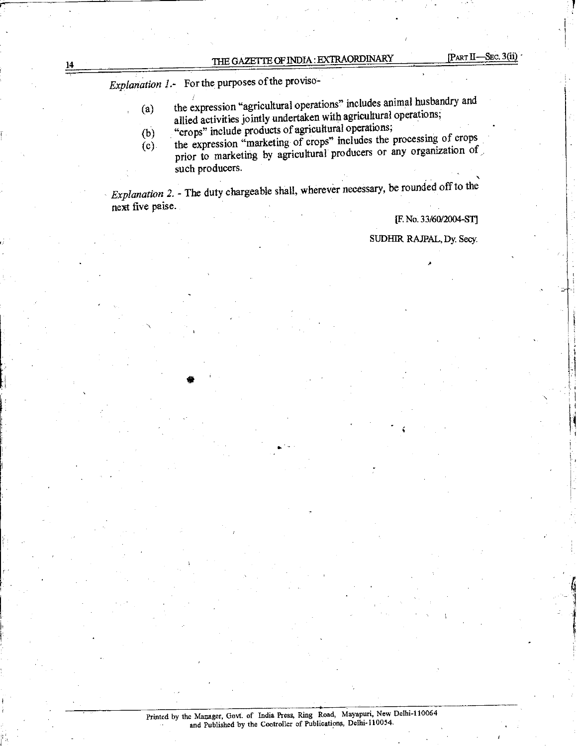*Explanation 1.-* For the purposes of the proviso-

(a) the expression "agricultural operations" includes animal husbandry and allied activities jointly undertaken with agricultural operations;

(b) "crops" include products of agricultural operations;

(c) the expression "marketing of crops" includes the processing of crops prior to marketing by agricultural producers or any organization of such producers.

*Explanation 2.* - The duty chargeable shall, wherever necessary, be rounded off to the next five paise.

[F. No. 33/60/2004-ST]

SUDHIR RAJPAL, Dy. Secy.

Printed by the Manager, Govt. of India Press, Ring Road, Mayapuri, New Delhi-110064 and Published by the Cootroller of Publications, Delhi-110054.